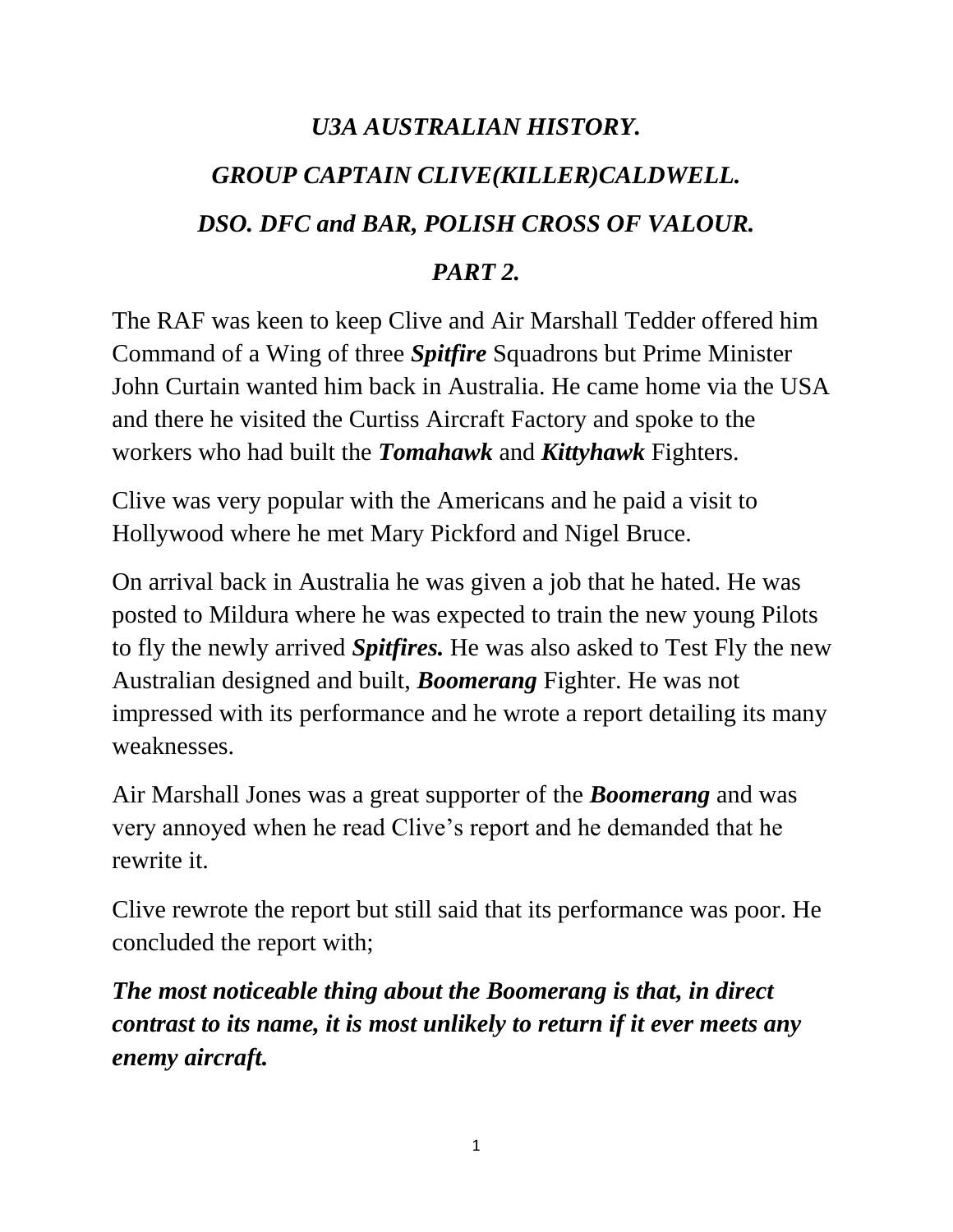# *U3A AUSTRALIAN HISTORY.*

# *GROUP CAPTAIN CLIVE(KILLER)CALDWELL.*

# *DSO. DFC and BAR, POLISH CROSS OF VALOUR.*

# *PART 2.*

The RAF was keen to keep Clive and Air Marshall Tedder offered him Command of a Wing of three ***Spitfire*** Squadrons but Prime Minister John Curtain wanted him back in Australia. He came home via the USA and there he visited the Curtiss Aircraft Factory and spoke to the workers who had built the ***Tomahawk*** and ***Kittyhawk*** Fighters.

Clive was very popular with the Americans and he paid a visit to Hollywood where he met Mary Pickford and Nigel Bruce.

On arrival back in Australia he was given a job that he hated. He was posted to Mildura where he was expected to train the new young Pilots to fly the newly arrived ***Spitfires.*** He was also asked to Test Fly the new Australian designed and built, ***Boomerang*** Fighter. He was not impressed with its performance and he wrote a report detailing its many weaknesses.

Air Marshall Jones was a great supporter of the ***Boomerang*** and was very annoyed when he read Clive's report and he demanded that he rewrite it.

Clive rewrote the report but still said that its performance was poor. He concluded the report with;

***The most noticeable thing about the Boomerang is that, in direct contrast to its name, it is most unlikely to return if it ever meets any enemy aircraft.***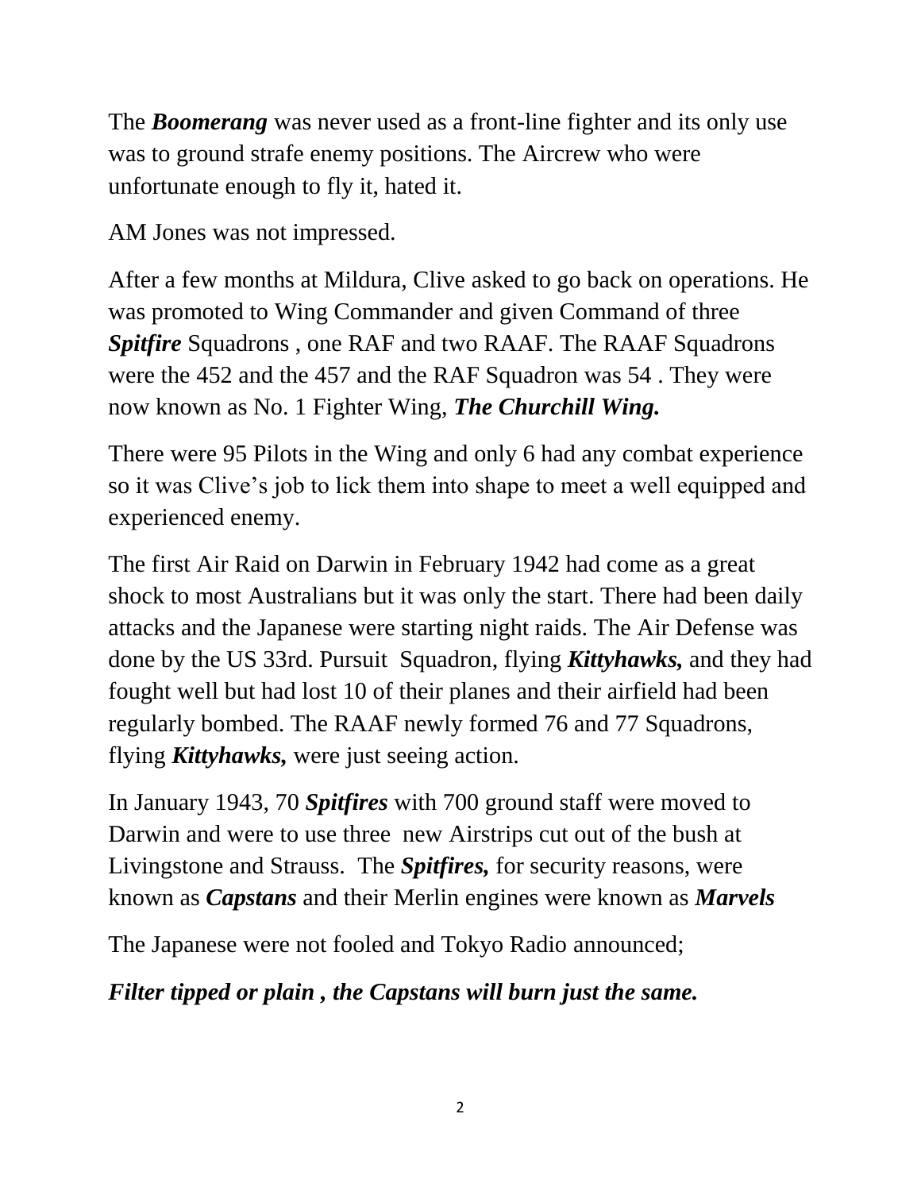The ***Boomerang*** was never used as a front-line fighter and its only use was to ground strafe enemy positions. The Aircrew who were unfortunate enough to fly it, hated it.

AM Jones was not impressed.

After a few months at Mildura, Clive asked to go back on operations. He was promoted to Wing Commander and given Command of three ***Spitfire*** Squadrons , one RAF and two RAAF. The RAAF Squadrons were the 452 and the 457 and the RAF Squadron was 54 . They were now known as No. 1 Fighter Wing, ***The Churchill Wing.***

There were 95 Pilots in the Wing and only 6 had any combat experience so it was Clive's job to lick them into shape to meet a well equipped and experienced enemy.

The first Air Raid on Darwin in February 1942 had come as a great shock to most Australians but it was only the start. There had been daily attacks and the Japanese were starting night raids. The Air Defense was done by the US 33rd. Pursuit Squadron, flying ***Kittyhawks,*** and they had fought well but had lost 10 of their planes and their airfield had been regularly bombed. The RAAF newly formed 76 and 77 Squadrons, flying ***Kittyhawks,*** were just seeing action.

In January 1943, 70 ***Spitfires*** with 700 ground staff were moved to Darwin and were to use three new Airstrips cut out of the bush at Livingstone and Strauss. The ***Spitfires,*** for security reasons, were known as ***Capstans*** and their Merlin engines were known as ***Marvels***

The Japanese were not fooled and Tokyo Radio announced;

***Filter tipped or plain , the Capstans will burn just the same.***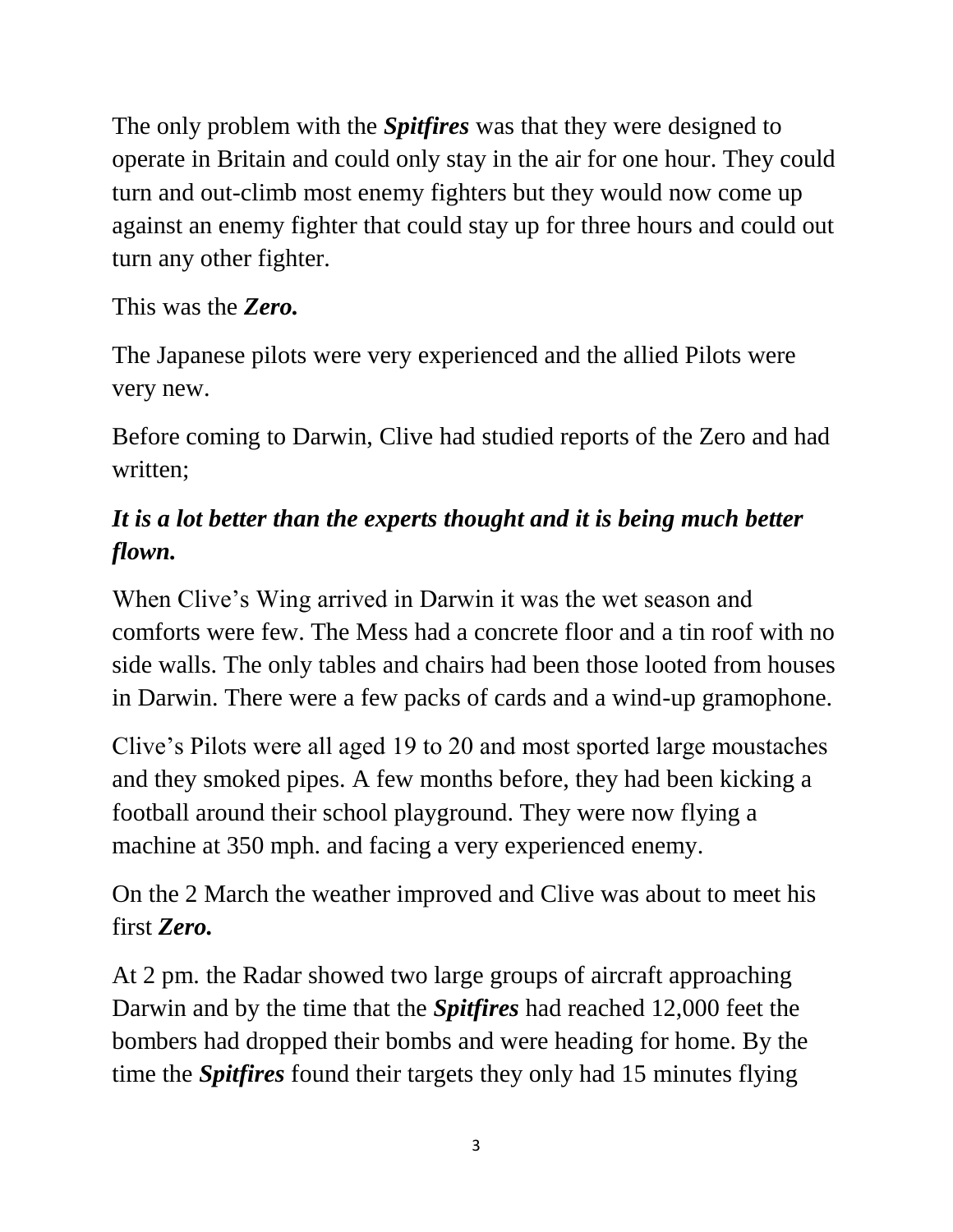The only problem with the ***Spitfires*** was that they were designed to operate in Britain and could only stay in the air for one hour. They could turn and out-climb most enemy fighters but they would now come up against an enemy fighter that could stay up for three hours and could out turn any other fighter.

This was the ***Zero.***

The Japanese pilots were very experienced and the allied Pilots were very new.

Before coming to Darwin, Clive had studied reports of the Zero and had written;

***It is a lot better than the experts thought and it is being much better flown.***

When Clive's Wing arrived in Darwin it was the wet season and comforts were few. The Mess had a concrete floor and a tin roof with no side walls. The only tables and chairs had been those looted from houses in Darwin. There were a few packs of cards and a wind-up gramophone.

Clive's Pilots were all aged 19 to 20 and most sported large moustaches and they smoked pipes. A few months before, they had been kicking a football around their school playground. They were now flying a machine at 350 mph. and facing a very experienced enemy.

On the 2 March the weather improved and Clive was about to meet his first ***Zero.***

At 2 pm. the Radar showed two large groups of aircraft approaching Darwin and by the time that the ***Spitfires*** had reached 12,000 feet the bombers had dropped their bombs and were heading for home. By the time the ***Spitfires*** found their targets they only had 15 minutes flying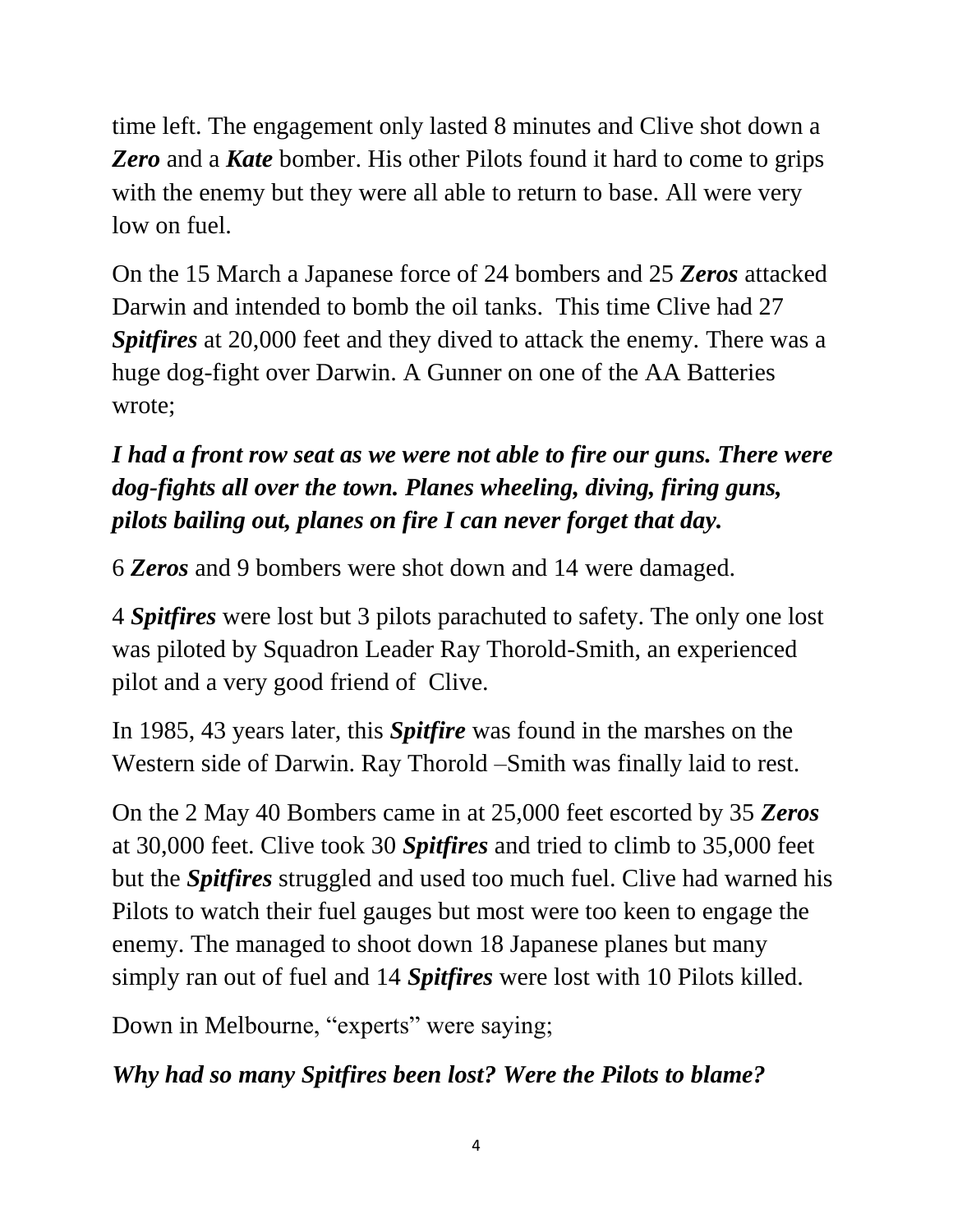time left. The engagement only lasted 8 minutes and Clive shot down a ***Zero*** and a ***Kate*** bomber. His other Pilots found it hard to come to grips with the enemy but they were all able to return to base. All were very low on fuel.

On the 15 March a Japanese force of 24 bombers and 25 ***Zeros*** attacked Darwin and intended to bomb the oil tanks. This time Clive had 27 ***Spitfires*** at 20,000 feet and they dived to attack the enemy. There was a huge dog-fight over Darwin. A Gunner on one of the AA Batteries wrote;

***I had a front row seat as we were not able to fire our guns. There were dog-fights all over the town. Planes wheeling, diving, firing guns, pilots bailing out, planes on fire I can never forget that day.***

6 ***Zeros*** and 9 bombers were shot down and 14 were damaged.

4 ***Spitfires*** were lost but 3 pilots parachuted to safety. The only one lost was piloted by Squadron Leader Ray Thorold-Smith, an experienced pilot and a very good friend of Clive.

In 1985, 43 years later, this ***Spitfire*** was found in the marshes on the Western side of Darwin. Ray Thorold –Smith was finally laid to rest.

On the 2 May 40 Bombers came in at 25,000 feet escorted by 35 ***Zeros*** at 30,000 feet. Clive took 30 ***Spitfires*** and tried to climb to 35,000 feet but the ***Spitfires*** struggled and used too much fuel. Clive had warned his Pilots to watch their fuel gauges but most were too keen to engage the enemy. The managed to shoot down 18 Japanese planes but many simply ran out of fuel and 14 ***Spitfires*** were lost with 10 Pilots killed.

Down in Melbourne, "experts" were saying;

***Why had so many Spitfires been lost? Were the Pilots to blame?***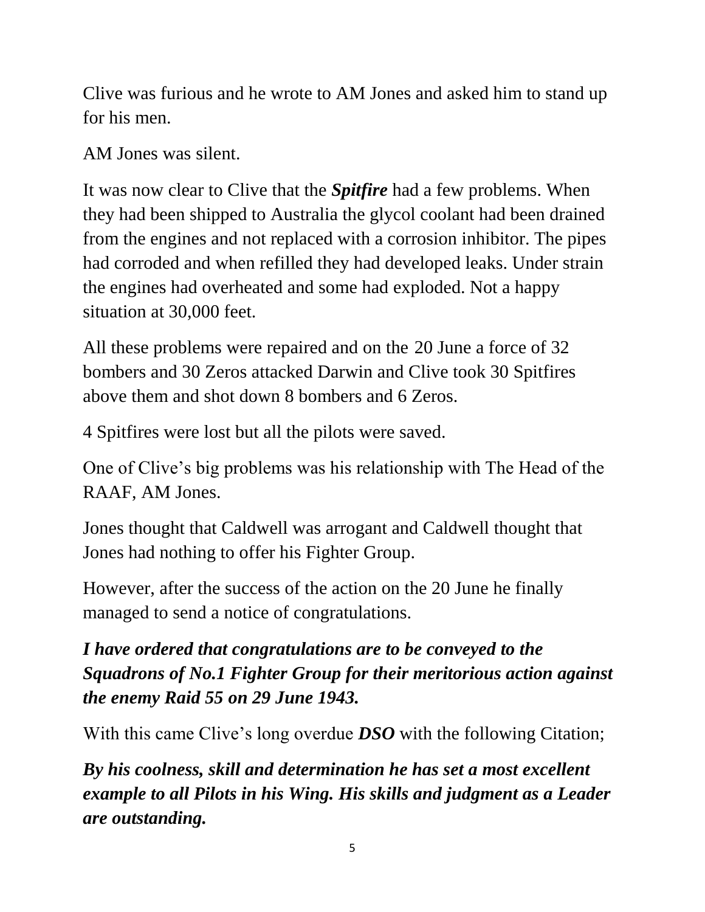Clive was furious and he wrote to AM Jones and asked him to stand up for his men.

AM Jones was silent.

It was now clear to Clive that the ***Spitfire*** had a few problems. When they had been shipped to Australia the glycol coolant had been drained from the engines and not replaced with a corrosion inhibitor. The pipes had corroded and when refilled they had developed leaks. Under strain the engines had overheated and some had exploded. Not a happy situation at 30,000 feet.

All these problems were repaired and on the 20 June a force of 32 bombers and 30 Zeros attacked Darwin and Clive took 30 Spitfires above them and shot down 8 bombers and 6 Zeros.

4 Spitfires were lost but all the pilots were saved.

One of Clive's big problems was his relationship with The Head of the RAAF, AM Jones.

Jones thought that Caldwell was arrogant and Caldwell thought that Jones had nothing to offer his Fighter Group.

However, after the success of the action on the 20 June he finally managed to send a notice of congratulations.

***I have ordered that congratulations are to be conveyed to the Squadrons of No.1 Fighter Group for their meritorious action against the enemy Raid 55 on 29 June 1943.***

With this came Clive's long overdue ***DSO*** with the following Citation;

***By his coolness, skill and determination he has set a most excellent example to all Pilots in his Wing. His skills and judgment as a Leader are outstanding.***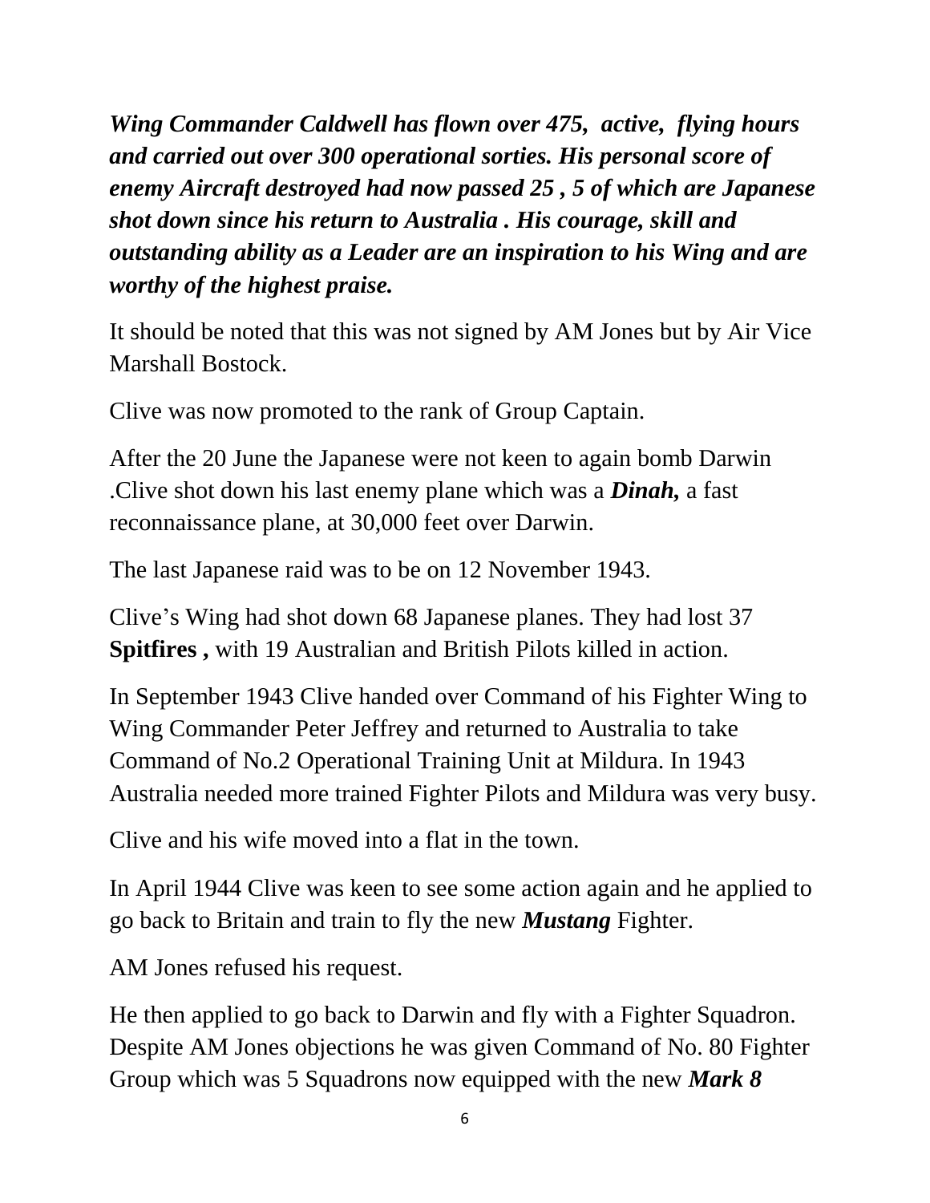***Wing Commander Caldwell has flown over 475, active, flying hours and carried out over 300 operational sorties. His personal score of enemy Aircraft destroyed had now passed 25 , 5 of which are Japanese shot down since his return to Australia . His courage, skill and outstanding ability as a Leader are an inspiration to his Wing and are worthy of the highest praise.***

It should be noted that this was not signed by AM Jones but by Air Vice Marshall Bostock.

Clive was now promoted to the rank of Group Captain.

After the 20 June the Japanese were not keen to again bomb Darwin .Clive shot down his last enemy plane which was a ***Dinah,*** a fast reconnaissance plane, at 30,000 feet over Darwin.

The last Japanese raid was to be on 12 November 1943.

Clive's Wing had shot down 68 Japanese planes. They had lost 37 **Spitfires ,** with 19 Australian and British Pilots killed in action.

In September 1943 Clive handed over Command of his Fighter Wing to Wing Commander Peter Jeffrey and returned to Australia to take Command of No.2 Operational Training Unit at Mildura. In 1943 Australia needed more trained Fighter Pilots and Mildura was very busy.

Clive and his wife moved into a flat in the town.

In April 1944 Clive was keen to see some action again and he applied to go back to Britain and train to fly the new ***Mustang*** Fighter.

AM Jones refused his request.

He then applied to go back to Darwin and fly with a Fighter Squadron. Despite AM Jones objections he was given Command of No. 80 Fighter Group which was 5 Squadrons now equipped with the new ***Mark 8***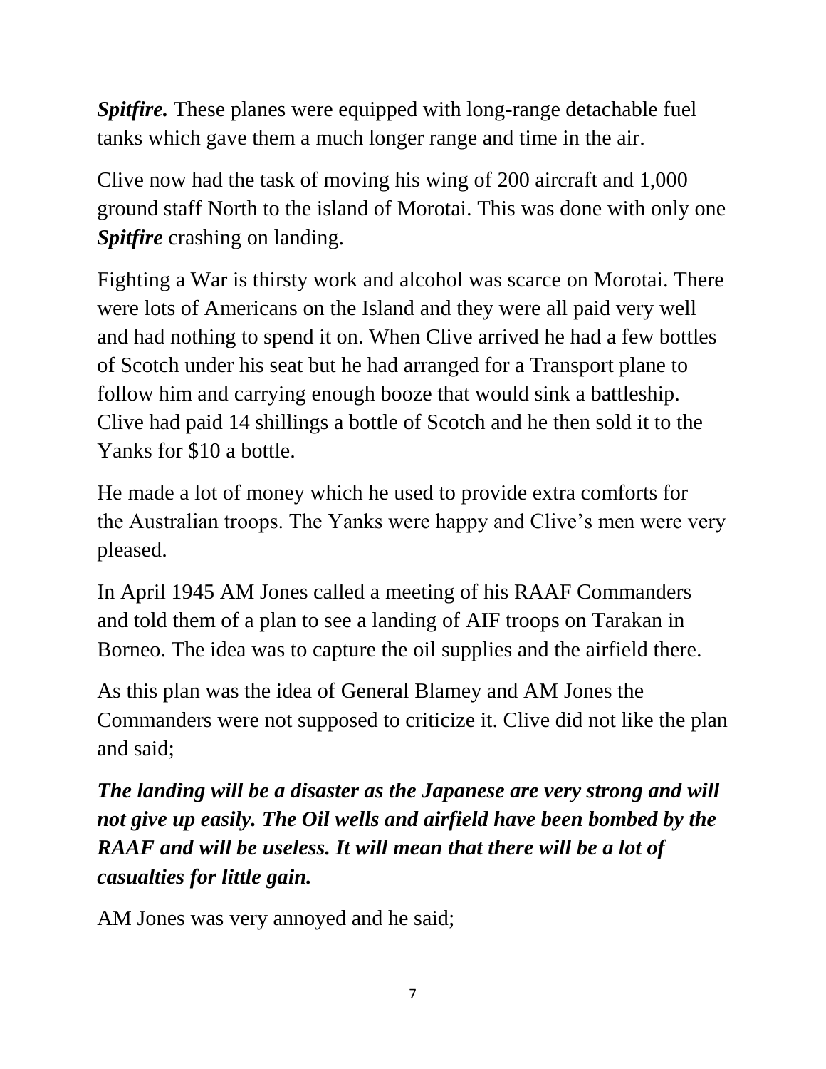***Spitfire.*** These planes were equipped with long-range detachable fuel tanks which gave them a much longer range and time in the air.

Clive now had the task of moving his wing of 200 aircraft and 1,000 ground staff North to the island of Morotai. This was done with only one ***Spitfire*** crashing on landing.

Fighting a War is thirsty work and alcohol was scarce on Morotai. There were lots of Americans on the Island and they were all paid very well and had nothing to spend it on. When Clive arrived he had a few bottles of Scotch under his seat but he had arranged for a Transport plane to follow him and carrying enough booze that would sink a battleship. Clive had paid 14 shillings a bottle of Scotch and he then sold it to the Yanks for $10 a bottle.

He made a lot of money which he used to provide extra comforts for the Australian troops. The Yanks were happy and Clive's men were very pleased.

In April 1945 AM Jones called a meeting of his RAAF Commanders and told them of a plan to see a landing of AIF troops on Tarakan in Borneo. The idea was to capture the oil supplies and the airfield there.

As this plan was the idea of General Blamey and AM Jones the Commanders were not supposed to criticize it. Clive did not like the plan and said;

***The landing will be a disaster as the Japanese are very strong and will not give up easily. The Oil wells and airfield have been bombed by the RAAF and will be useless. It will mean that there will be a lot of casualties for little gain.***

AM Jones was very annoyed and he said;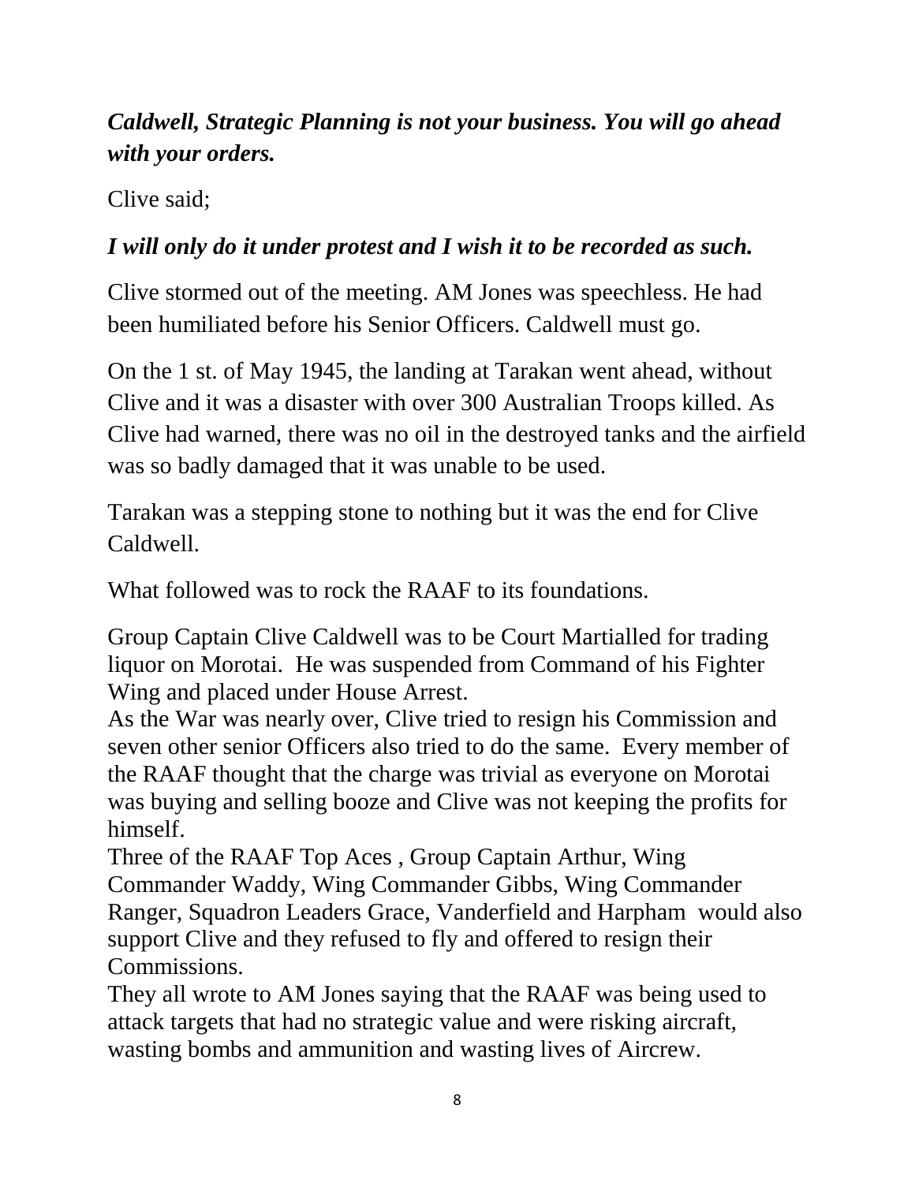***Caldwell, Strategic Planning is not your business. You will go ahead with your orders.***

Clive said;

***I will only do it under protest and I wish it to be recorded as such.***

Clive stormed out of the meeting. AM Jones was speechless. He had been humiliated before his Senior Officers. Caldwell must go.

On the 1 st. of May 1945, the landing at Tarakan went ahead, without Clive and it was a disaster with over 300 Australian Troops killed. As Clive had warned, there was no oil in the destroyed tanks and the airfield was so badly damaged that it was unable to be used.

Tarakan was a stepping stone to nothing but it was the end for Clive Caldwell.

What followed was to rock the RAAF to its foundations.

Group Captain Clive Caldwell was to be Court Martialled for trading liquor on Morotai. He was suspended from Command of his Fighter Wing and placed under House Arrest.
As the War was nearly over, Clive tried to resign his Commission and seven other senior Officers also tried to do the same. Every member of the RAAF thought that the charge was trivial as everyone on Morotai was buying and selling booze and Clive was not keeping the profits for himself.
Three of the RAAF Top Aces , Group Captain Arthur, Wing Commander Waddy, Wing Commander Gibbs, Wing Commander Ranger, Squadron Leaders Grace, Vanderfield and Harpham would also support Clive and they refused to fly and offered to resign their Commissions.
They all wrote to AM Jones saying that the RAAF was being used to attack targets that had no strategic value and were risking aircraft, wasting bombs and ammunition and wasting lives of Aircrew.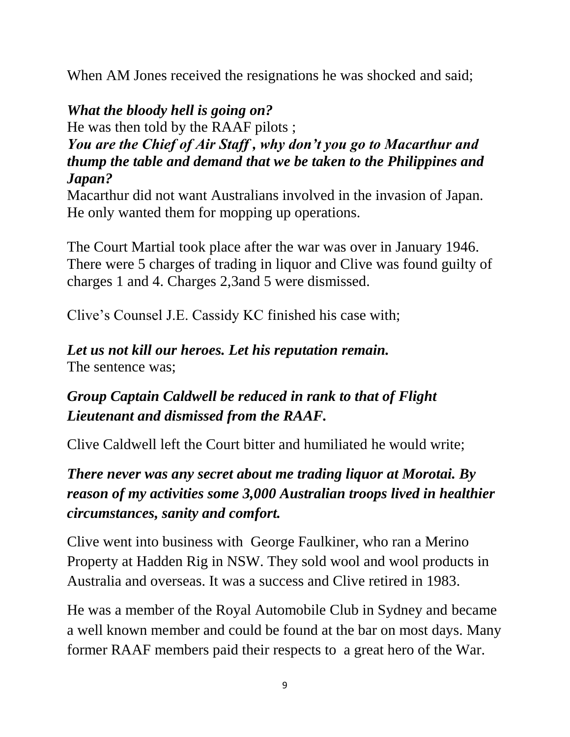When AM Jones received the resignations he was shocked and said;

***What the bloody hell is going on?***
He was then told by the RAAF pilots ;
***You are the Chief of Air Staff , why don't you go to Macarthur and thump the table and demand that we be taken to the Philippines and Japan?***
Macarthur did not want Australians involved in the invasion of Japan. He only wanted them for mopping up operations.

The Court Martial took place after the war was over in January 1946. There were 5 charges of trading in liquor and Clive was found guilty of charges 1 and 4. Charges 2,3and 5 were dismissed.

Clive's Counsel J.E. Cassidy KC finished his case with;

***Let us not kill our heroes. Let his reputation remain.***
The sentence was;

***Group Captain Caldwell be reduced in rank to that of Flight Lieutenant and dismissed from the RAAF.***

Clive Caldwell left the Court bitter and humiliated he would write;

***There never was any secret about me trading liquor at Morotai. By reason of my activities some 3,000 Australian troops lived in healthier circumstances, sanity and comfort.***

Clive went into business with George Faulkiner, who ran a Merino Property at Hadden Rig in NSW. They sold wool and wool products in Australia and overseas. It was a success and Clive retired in 1983.

He was a member of the Royal Automobile Club in Sydney and became a well known member and could be found at the bar on most days. Many former RAAF members paid their respects to a great hero of the War.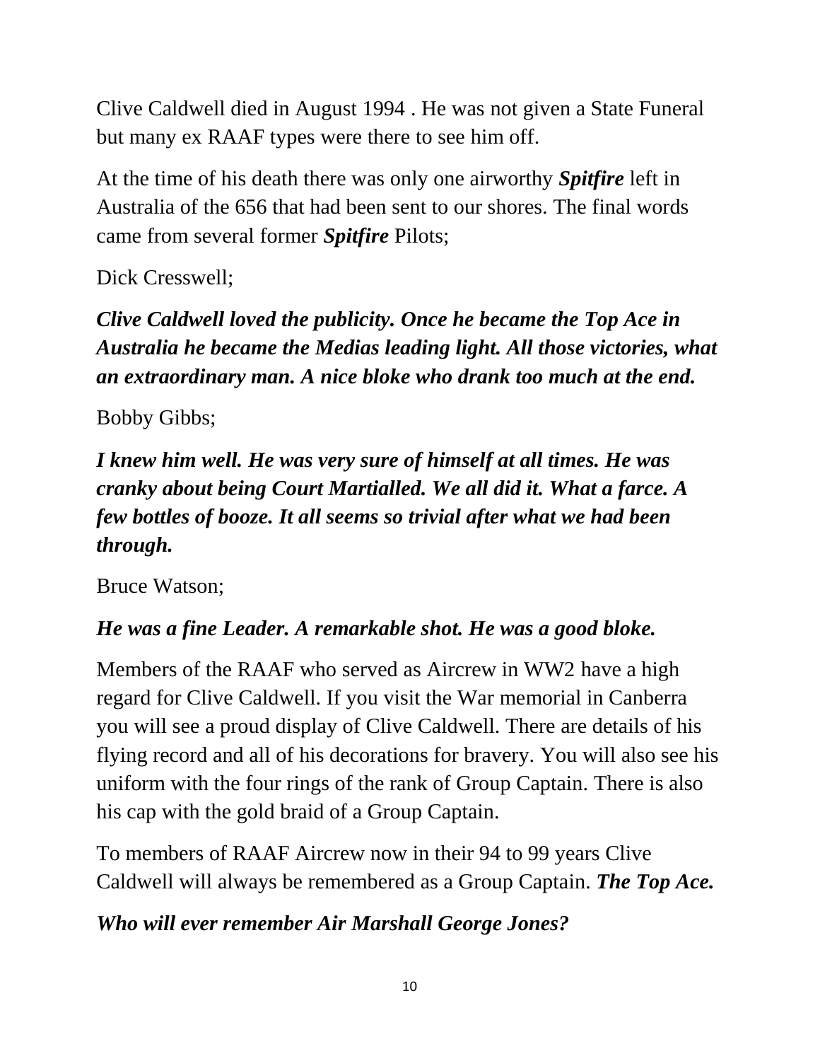Clive Caldwell died in August 1994 . He was not given a State Funeral but many ex RAAF types were there to see him off.

At the time of his death there was only one airworthy ***Spitfire*** left in Australia of the 656 that had been sent to our shores. The final words came from several former ***Spitfire*** Pilots;

Dick Cresswell;

***Clive Caldwell loved the publicity. Once he became the Top Ace in Australia he became the Medias leading light. All those victories, what an extraordinary man. A nice bloke who drank too much at the end.***

Bobby Gibbs;

***I knew him well. He was very sure of himself at all times. He was cranky about being Court Martialled. We all did it. What a farce. A few bottles of booze. It all seems so trivial after what we had been through.***

Bruce Watson;

***He was a fine Leader. A remarkable shot. He was a good bloke.***

Members of the RAAF who served as Aircrew in WW2 have a high regard for Clive Caldwell. If you visit the War memorial in Canberra you will see a proud display of Clive Caldwell. There are details of his flying record and all of his decorations for bravery. You will also see his uniform with the four rings of the rank of Group Captain. There is also his cap with the gold braid of a Group Captain.

To members of RAAF Aircrew now in their 94 to 99 years Clive Caldwell will always be remembered as a Group Captain. ***The Top Ace.***

***Who will ever remember Air Marshall George Jones?***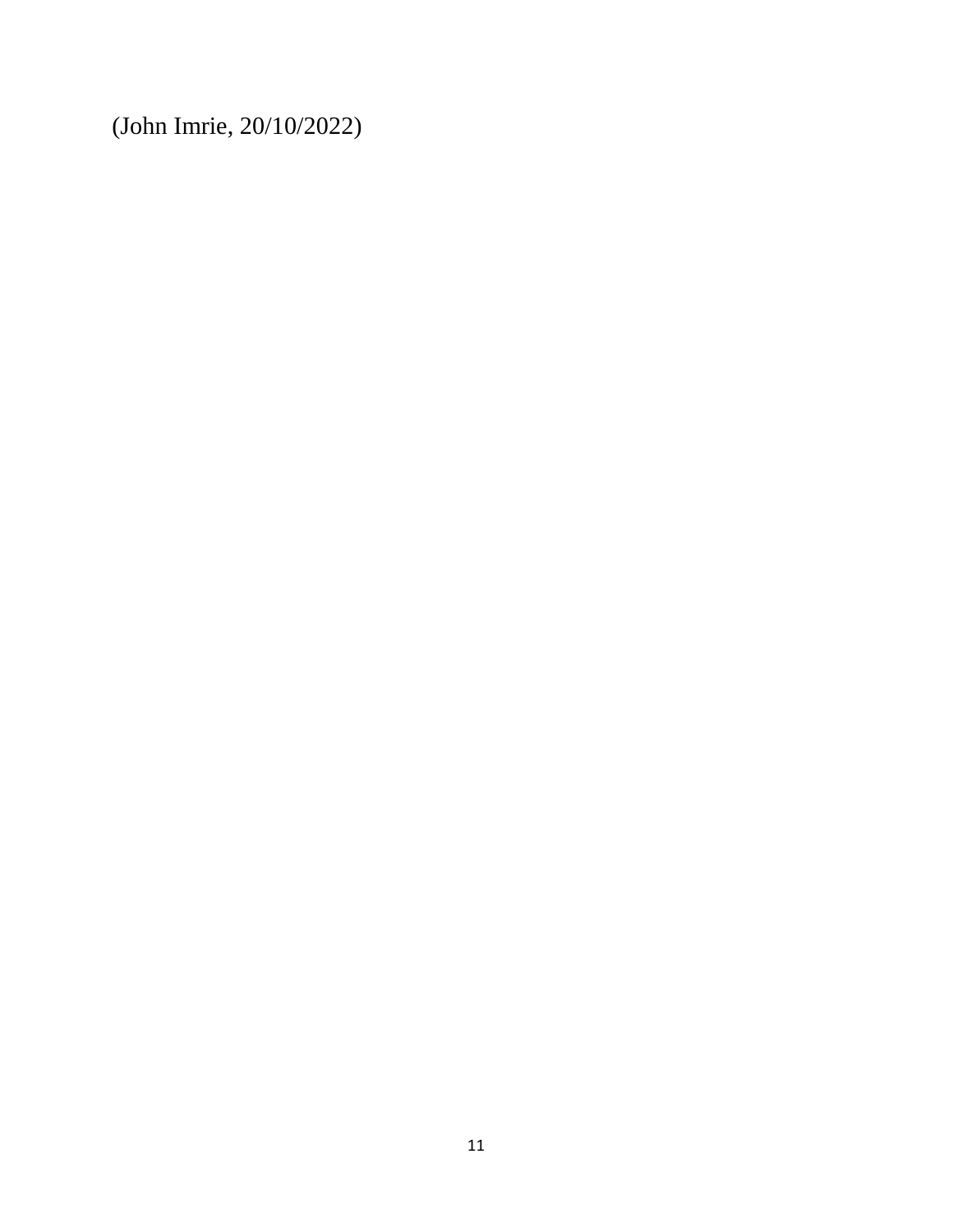(John Imrie, 20/10/2022)